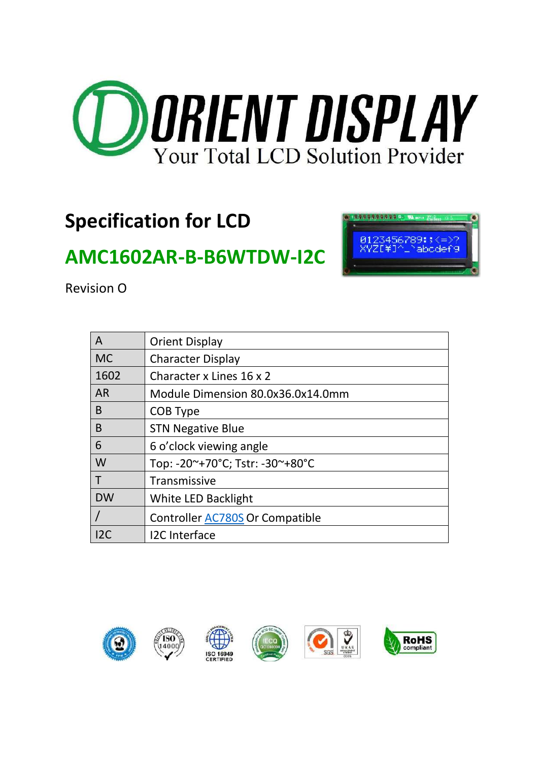ORIENT DISPLAY

Your Total LCD Solution Provider

# Specification for LCD

## AMC1602AR-B-B6WTDW-I2C

Revision O

| A | Orient Display |
|---|---|
| MC | Character Display |
| 1602 | Character x Lines 16 x 2 |
| AR | Module Dimension 80.0x36.0x14.0mm |
| B | COB Type |
| B | STN Negative Blue |
| 6 | 6 o'clock viewing angle |
| W | Top: -20~+70°C; Tstr: -30~+80°C |
| T | Transmissive |
| DW | White LED Backlight |
| / | Controller AC780S Or Compatible |
| I2C | I2C Interface |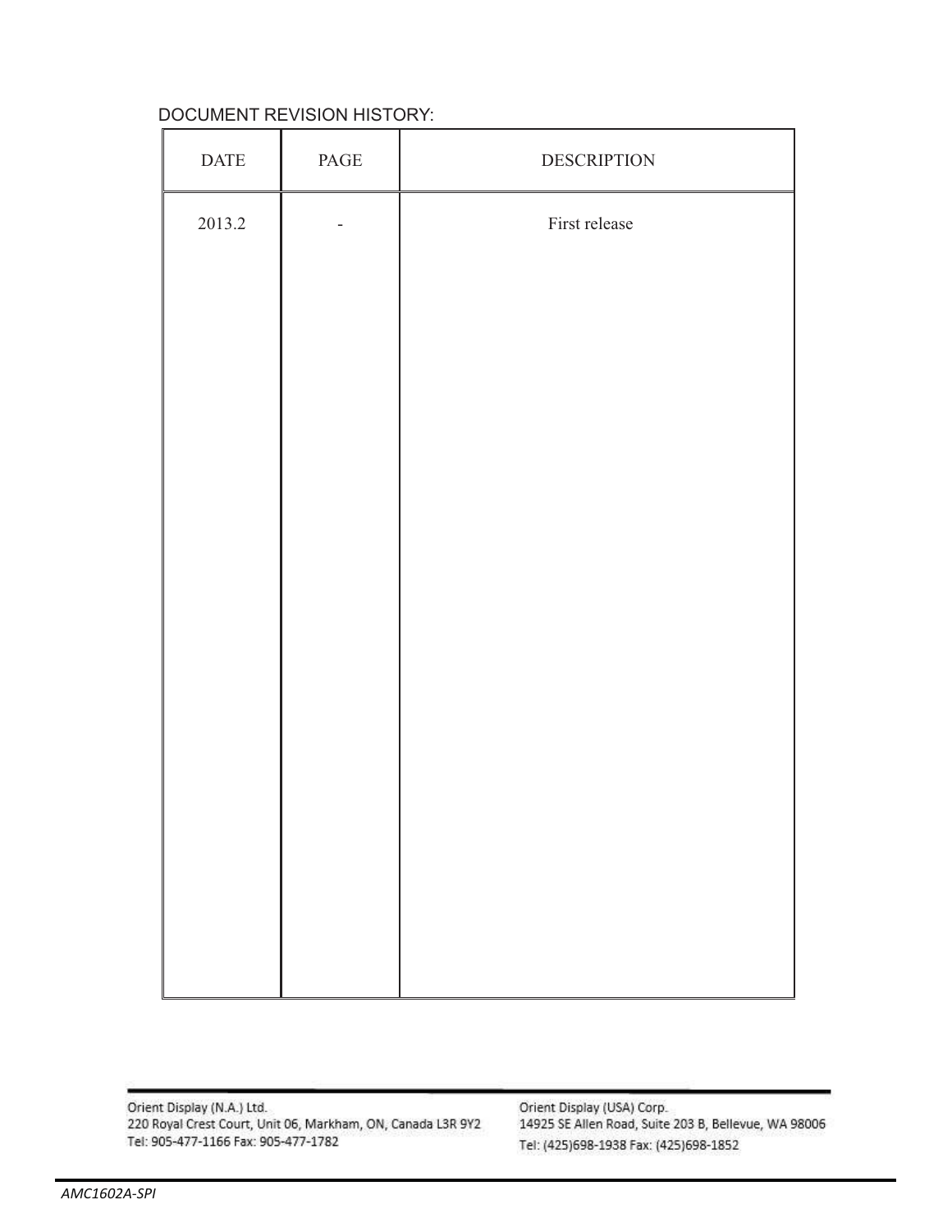DOCUMENT REVISION HISTORY:

| DATE | PAGE | DESCRIPTION |
|---|---|---|
| 2013.2 | - | First release |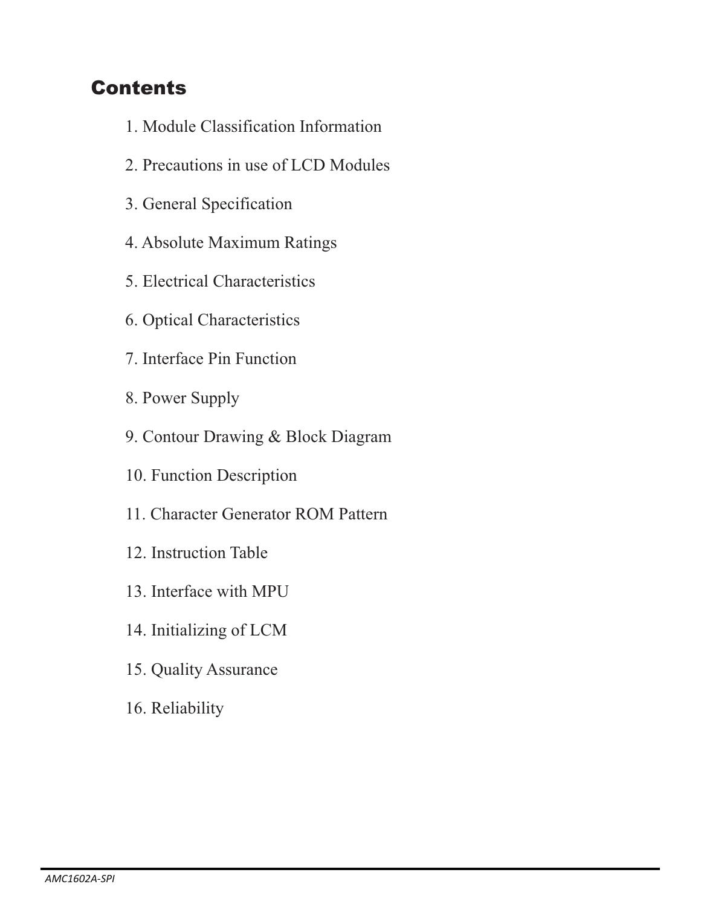## Contents

1. Module Classification Information
2. Precautions in use of LCD Modules
3. General Specification
4. Absolute Maximum Ratings
5. Electrical Characteristics
6. Optical Characteristics
7. Interface Pin Function
8. Power Supply
9. Contour Drawing & Block Diagram
10. Function Description
11. Character Generator ROM Pattern
12. Instruction Table
13. Interface with MPU
14. Initializing of LCM
15. Quality Assurance
16. Reliability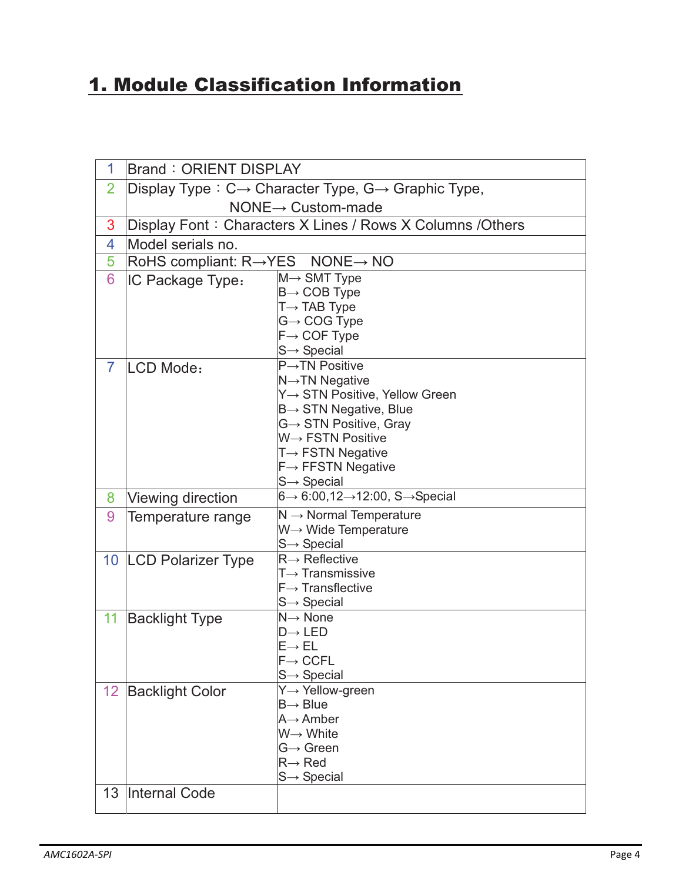# 1. Module Classification Information

| | | |
|---|---|---|
| 1 | Brand：ORIENT DISPLAY | |
| 2 | Display Type：C→ Character Type, G→ Graphic Type, NONE→ Custom-made | |
| 3 | Display Font：Characters X Lines / Rows X Columns /Others | |
| 4 | Model serials no. | |
| 5 | RoHS compliant: R→YES NONE→ NO | |
| 6 | IC Package Type： | M→ SMT Type<br>B→ COB Type<br>T→ TAB Type<br>G→ COG Type<br>F→ COF Type<br>S→ Special |
| 7 | LCD Mode： | P→TN Positive<br>N→TN Negative<br>Y→ STN Positive, Yellow Green<br>B→ STN Negative, Blue<br>G→ STN Positive, Gray<br>W→ FSTN Positive<br>T→ FSTN Negative<br>F→ FFSTN Negative<br>S→ Special |
| 8 | Viewing direction | 6→ 6:00,12→12:00, S→Special |
| 9 | Temperature range | N → Normal Temperature<br>W→ Wide Temperature<br>S→ Special |
| 10 | LCD Polarizer Type | R→ Reflective<br>T→ Transmissive<br>F→ Transflective<br>S→ Special |
| 11 | Backlight Type | N→ None<br>D→ LED<br>E→ EL<br>F→ CCFL<br>S→ Special |
| 12 | Backlight Color | Y→ Yellow-green<br>B→ Blue<br>A→ Amber<br>W→ White<br>G→ Green<br>R→ Red<br>S→ Special |
| 13 | Internal Code | |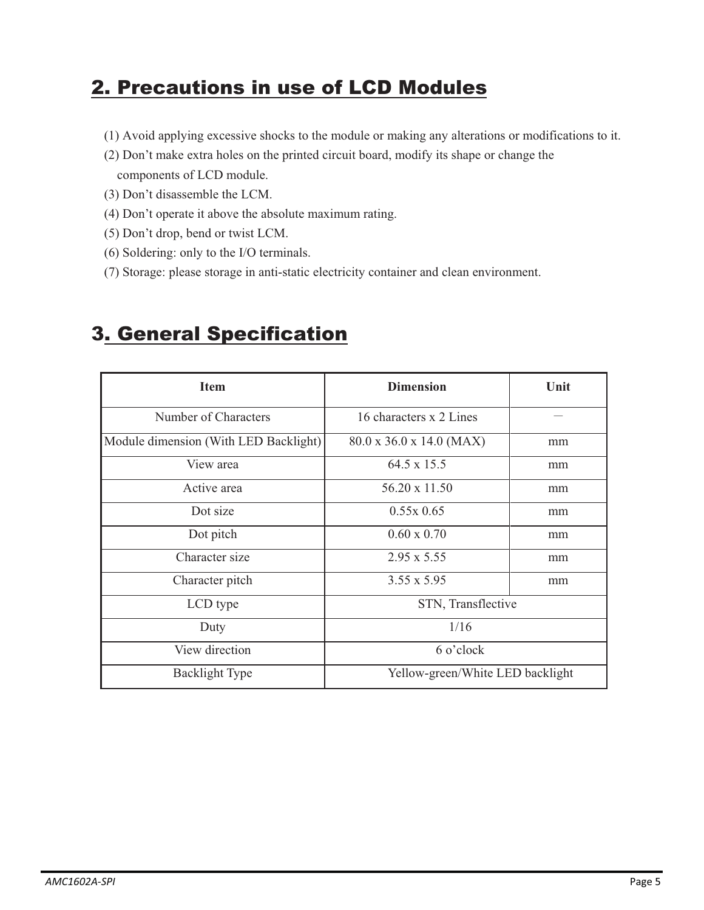## 2. Precautions in use of LCD Modules

(1) Avoid applying excessive shocks to the module or making any alterations or modifications to it.
(2) Don't make extra holes on the printed circuit board, modify its shape or change the components of LCD module.
(3) Don't disassemble the LCM.
(4) Don't operate it above the absolute maximum rating.
(5) Don't drop, bend or twist LCM.
(6) Soldering: only to the I/O terminals.
(7) Storage: please storage in anti-static electricity container and clean environment.

## 3. General Specification

| Item | Dimension | Unit |
|---|---|---|
| Number of Characters | 16 characters x 2 Lines | — |
| Module dimension (With LED Backlight) | 80.0 x 36.0 x 14.0 (MAX) | mm |
| View area | 64.5 x 15.5 | mm |
| Active area | 56.20 x 11.50 | mm |
| Dot size | 0.55x 0.65 | mm |
| Dot pitch | 0.60 x 0.70 | mm |
| Character size | 2.95 x 5.55 | mm |
| Character pitch | 3.55 x 5.95 | mm |
| LCD type | STN, Transflective | |
| Duty | 1/16 | |
| View direction | 6 o'clock | |
| Backlight Type | Yellow-green/White LED backlight | |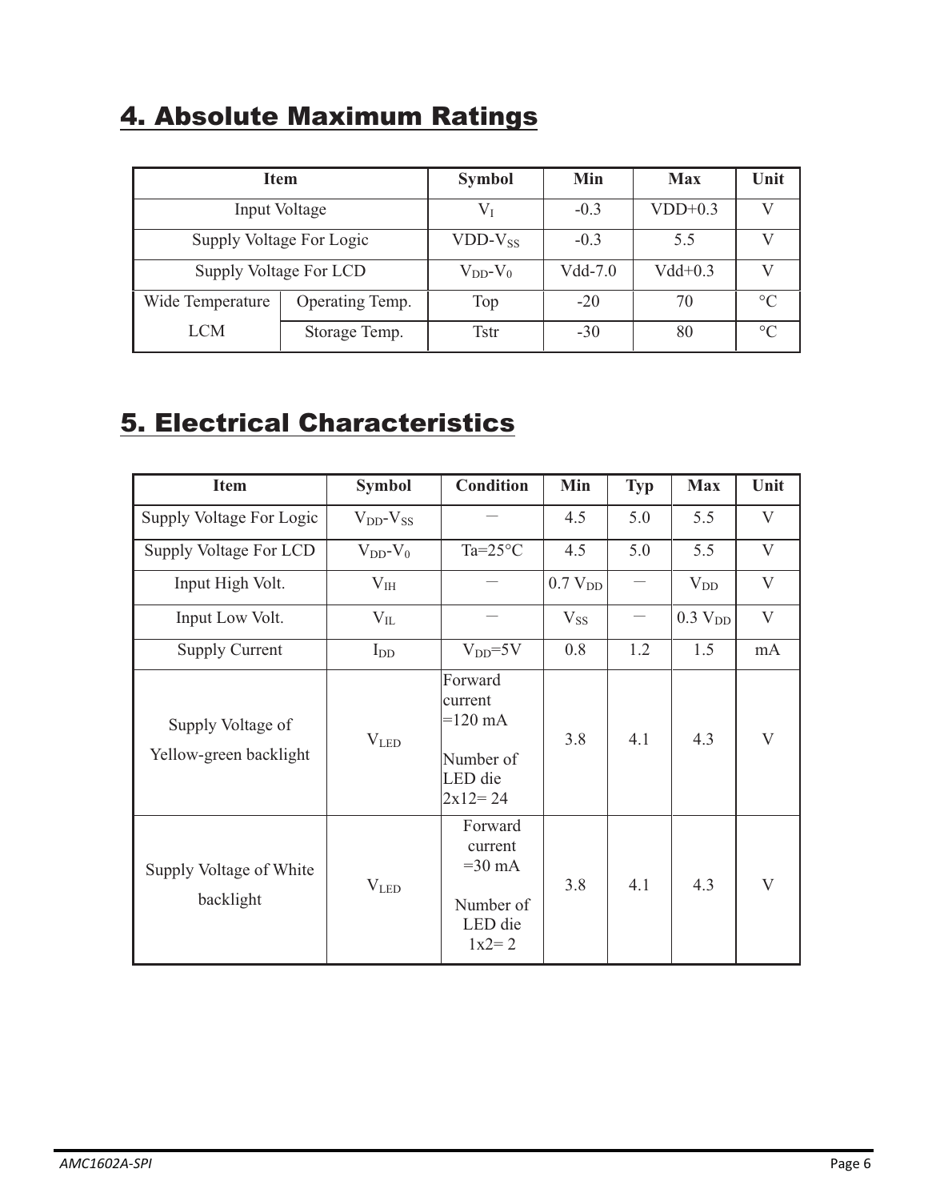## 4. Absolute Maximum Ratings

| Item | | Symbol | Min | Max | Unit |
|---|---|---|---|---|---|
| Input Voltage | | $V_I$ | -0.3 | VDD+0.3 | V |
| Supply Voltage For Logic | | $VDD-V_{SS}$ | -0.3 | 5.5 | V |
| Supply Voltage For LCD | | $V_{DD}-V_0$ | Vdd-7.0 | Vdd+0.3 | V |
| Wide Temperature LCM | Operating Temp. | Top | -20 | 70 | °C |
| | Storage Temp. | Tstr | -30 | 80 | °C |

## 5. Electrical Characteristics

| Item | Symbol | Condition | Min | Typ | Max | Unit |
|---|---|---|---|---|---|---|
| Supply Voltage For Logic | $V_{DD}-V_{SS}$ | — | 4.5 | 5.0 | 5.5 | V |
| Supply Voltage For LCD | $V_{DD}-V_0$ | Ta=25°C | 4.5 | 5.0 | 5.5 | V |
| Input High Volt. | $V_{IH}$ | — | 0.7 $V_{DD}$ | — | $V_{DD}$ | V |
| Input Low Volt. | $V_{IL}$ | — | $V_{SS}$ | — | 0.3 $V_{DD}$ | V |
| Supply Current | $I_{DD}$ | $V_{DD}$=5V | 0.8 | 1.2 | 1.5 | mA |
| Supply Voltage of Yellow-green backlight | $V_{LED}$ | Forward current =120 mA<br>Number of LED die 2x12= 24 | 3.8 | 4.1 | 4.3 | V |
| Supply Voltage of White backlight | $V_{LED}$ | Forward current =30 mA<br>Number of LED die 1x2= 2 | 3.8 | 4.1 | 4.3 | V |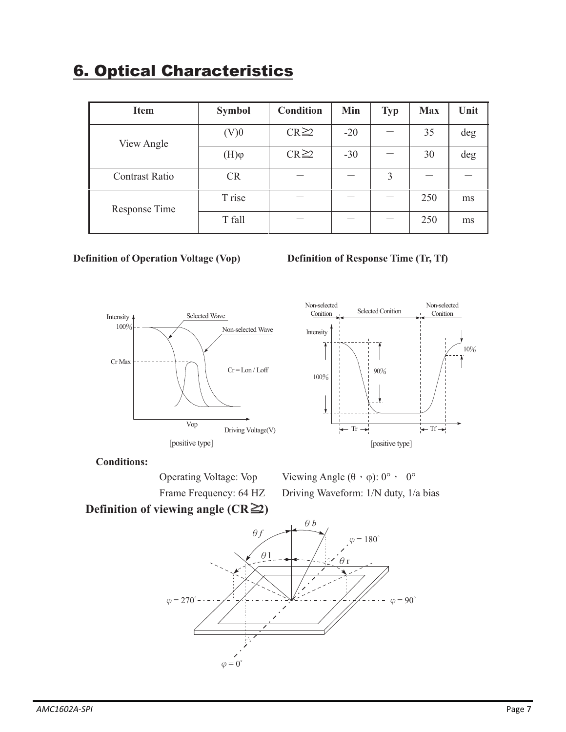# 6. Optical Characteristics

| Item | Symbol | Condition | Min | Typ | Max | Unit |
|---|---|---|---|---|---|---|
| View Angle | (V)θ | CR≧2 | -20 | — | 35 | deg |
| | (H)φ | CR≧2 | -30 | — | 30 | deg |
| Contrast Ratio | CR | — | — | 3 | — | — |
| Response Time | T rise | — | — | — | 250 | ms |
| | T fall | — | — | — | 250 | ms |

**Definition of Operation Voltage (Vop)**

**Definition of Response Time (Tr, Tf)**

[positive type]

[positive type]

**Conditions:**

Operating Voltage: Vop  Viewing Angle (θ，φ): 0°， 0°

Frame Frequency: 64 HZ  Driving Waveform: 1/N duty, 1/a bias

**Definition of viewing angle (CR≧2)**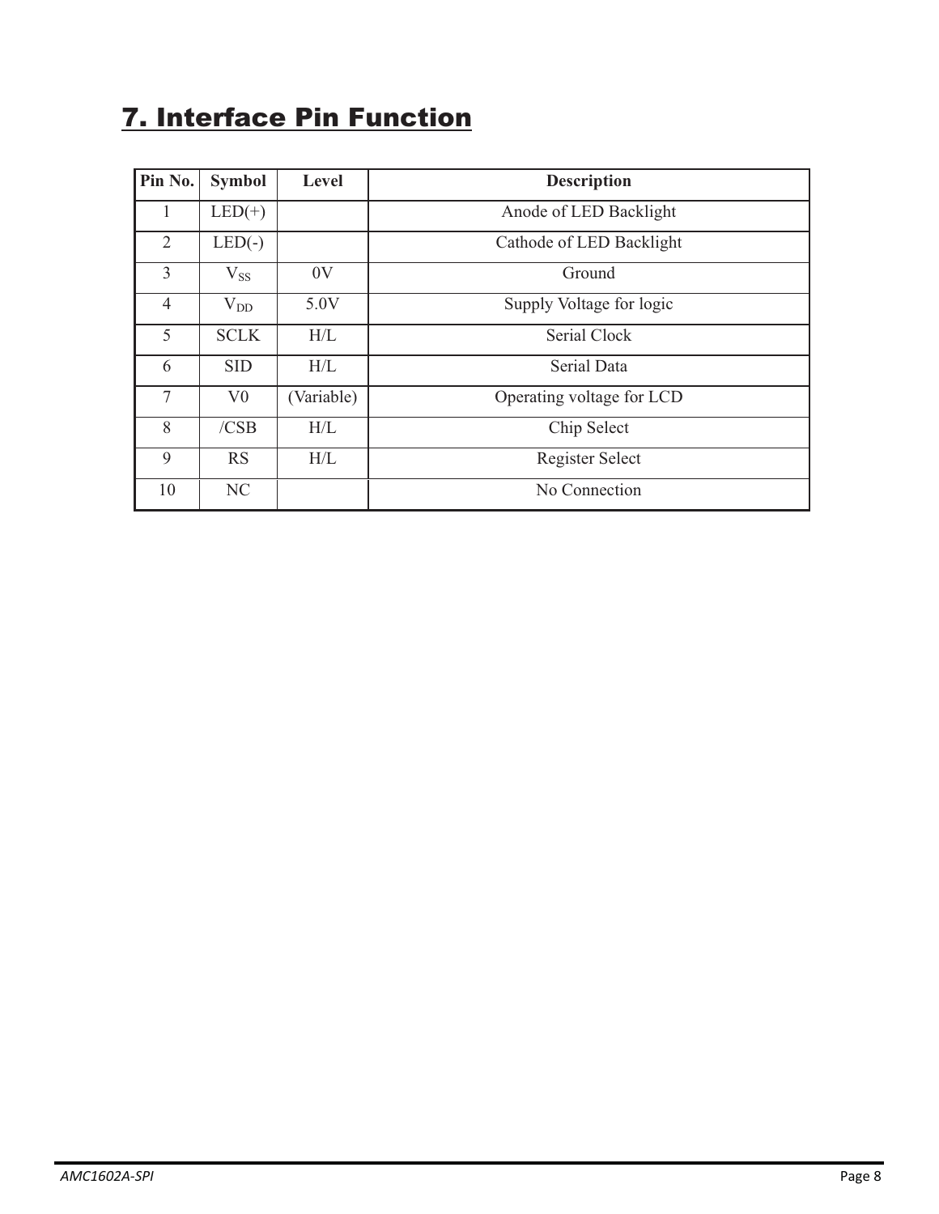# 7. Interface Pin Function

| Pin No. | Symbol | Level | Description |
|---|---|---|---|
| 1 | LED(+) | | Anode of LED Backlight |
| 2 | LED(-) | | Cathode of LED Backlight |
| 3 | $V_{SS}$ | 0V | Ground |
| 4 | $V_{DD}$ | 5.0V | Supply Voltage for logic |
| 5 | SCLK | H/L | Serial Clock |
| 6 | SID | H/L | Serial Data |
| 7 | V0 | (Variable) | Operating voltage for LCD |
| 8 | /CSB | H/L | Chip Select |
| 9 | RS | H/L | Register Select |
| 10 | NC | | No Connection |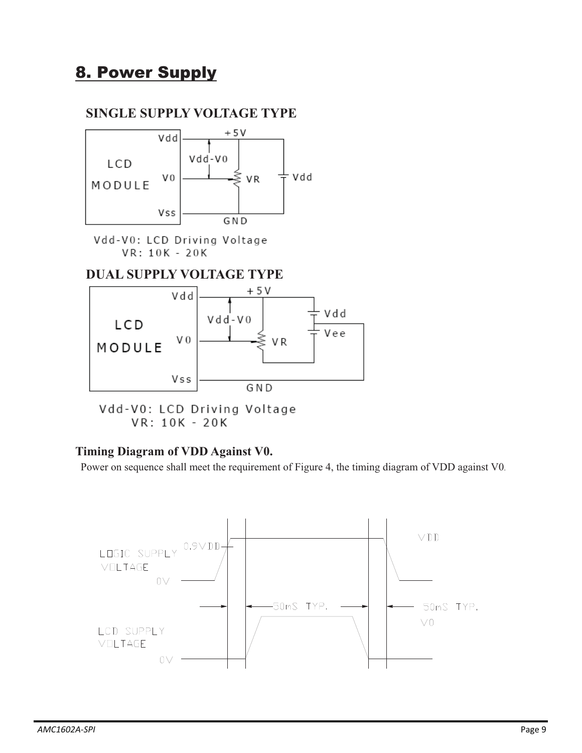# 8. Power Supply

## SINGLE SUPPLY VOLTAGE TYPE

Vdd-V0: LCD Driving Voltage
VR: 10K - 20K

## DUAL SUPPLY VOLTAGE TYPE

Vdd-V0: LCD Driving Voltage
VR: 10K - 20K

### Timing Diagram of VDD Against V0.

Power on sequence shall meet the requirement of Figure 4, the timing diagram of VDD against V0.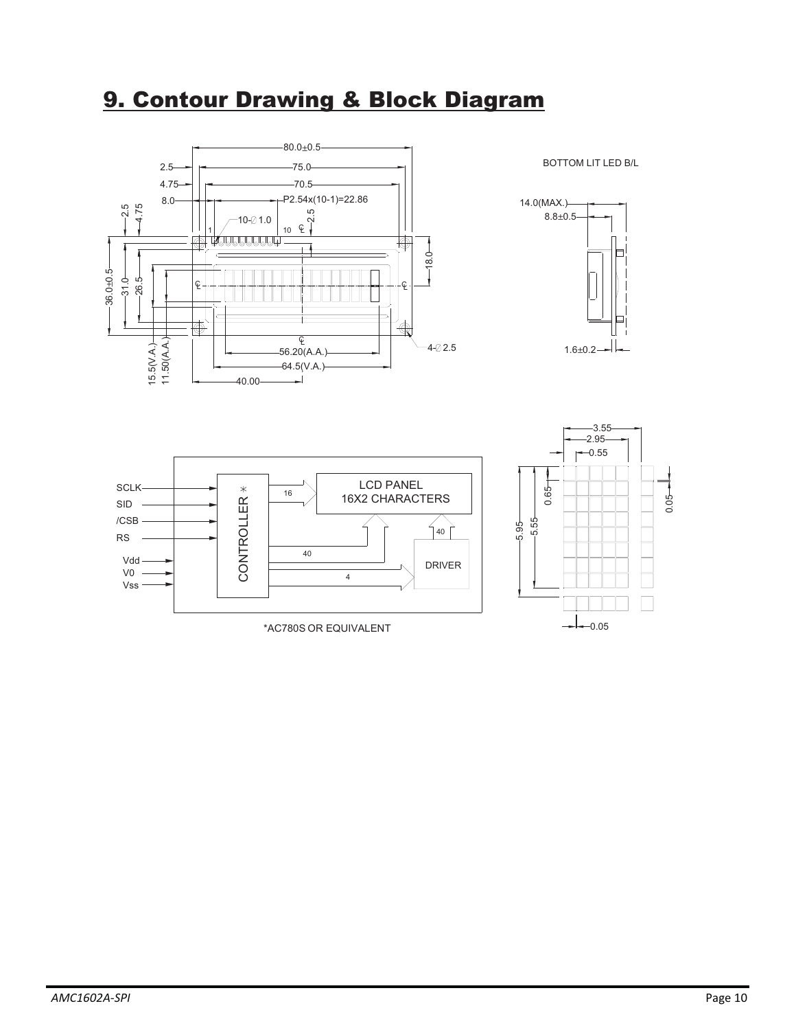# 9. Contour Drawing & Block Diagram

80.0±0.5
75.0
70.5
P2.54x(10-1)=22.86
2.5
4.75
8.0
10-∅1.0
BOTTOM LIT LED B/L
14.0(MAX.)
8.8±0.5
36.0±0.5
31.0
26.5
18.0
56.20(A.A.)
64.5(V.A.)
40.00
15.5(V.A.)
11.50(A.A.)
4-∅2.5
1.6±0.2

SCLK
SID
/CSB
RS
Vdd
V0
Vss
CONTROLLER *
LCD PANEL
16X2 CHARACTERS
DRIVER
16
40
40
4

*AC780S OR EQUIVALENT

3.55
2.95
0.55
0.65
5.95
5.55
0.05
0.05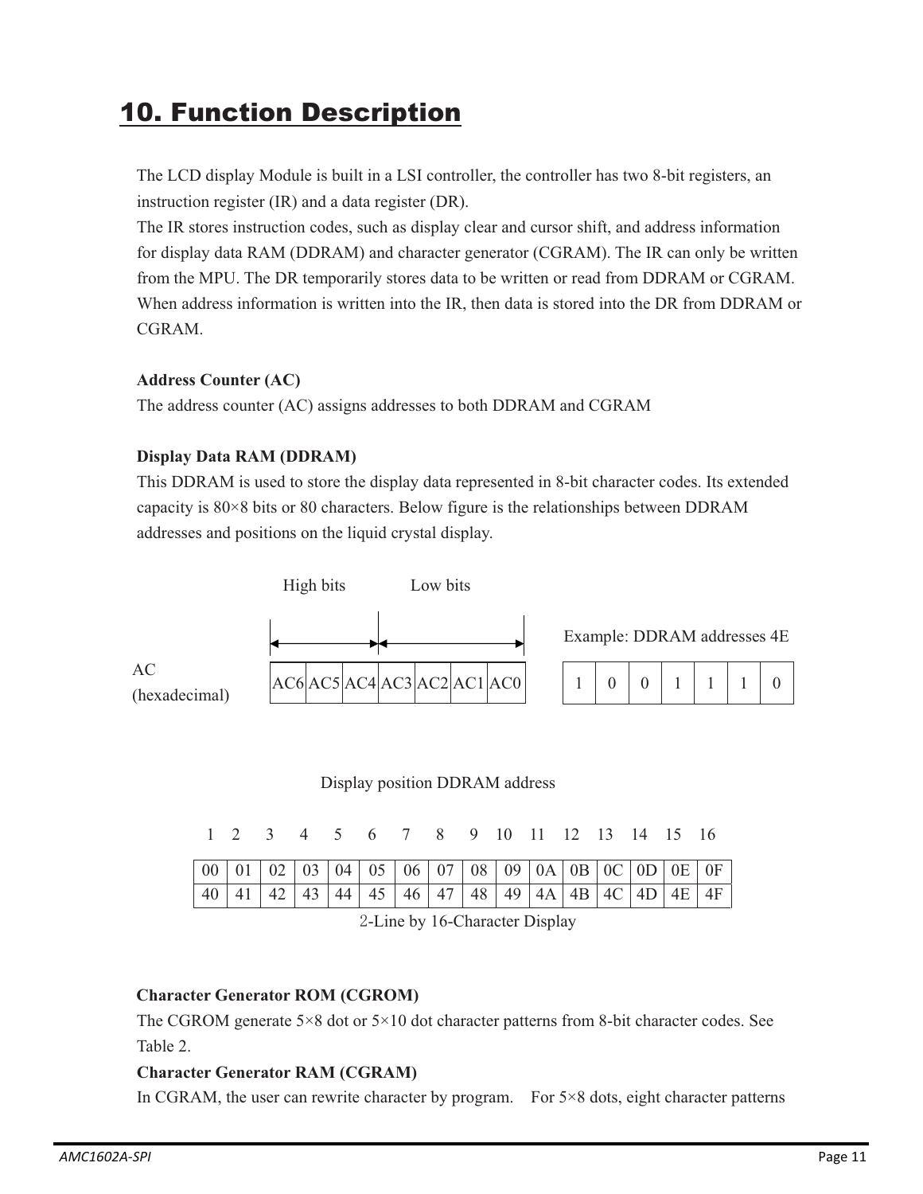# 10. Function Description

The LCD display Module is built in a LSI controller, the controller has two 8-bit registers, an instruction register (IR) and a data register (DR).
The IR stores instruction codes, such as display clear and cursor shift, and address information for display data RAM (DDRAM) and character generator (CGRAM). The IR can only be written from the MPU. The DR temporarily stores data to be written or read from DDRAM or CGRAM. When address information is written into the IR, then data is stored into the DR from DDRAM or CGRAM.

**Address Counter (AC)**

The address counter (AC) assigns addresses to both DDRAM and CGRAM

**Display Data RAM (DDRAM)**

This DDRAM is used to store the display data represented in 8-bit character codes. Its extended capacity is 80×8 bits or 80 characters. Below figure is the relationships between DDRAM addresses and positions on the liquid crystal display.

AC (hexadecimal)

| High bits | | | Low bits | | | |
|---|---|---|---|---|---|---|
| AC6 | AC5 | AC4 | AC3 | AC2 | AC1 | AC0 |

Example: DDRAM addresses 4E

| | | | | | | |
|---|---|---|---|---|---|---|
| 1 | 0 | 0 | 1 | 1 | 1 | 0 |

Display position DDRAM address

| 1 | 2 | 3 | 4 | 5 | 6 | 7 | 8 | 9 | 10 | 11 | 12 | 13 | 14 | 15 | 16 |
|---|---|---|---|---|---|---|---|---|---|---|---|---|---|---|---|
| 00 | 01 | 02 | 03 | 04 | 05 | 06 | 07 | 08 | 09 | 0A | 0B | 0C | 0D | 0E | 0F |
| 40 | 41 | 42 | 43 | 44 | 45 | 46 | 47 | 48 | 49 | 4A | 4B | 4C | 4D | 4E | 4F |

2-Line by 16-Character Display

**Character Generator ROM (CGROM)**

The CGROM generate 5×8 dot or 5×10 dot character patterns from 8-bit character codes. See Table 2.

**Character Generator RAM (CGRAM)**

In CGRAM, the user can rewrite character by program. For 5×8 dots, eight character patterns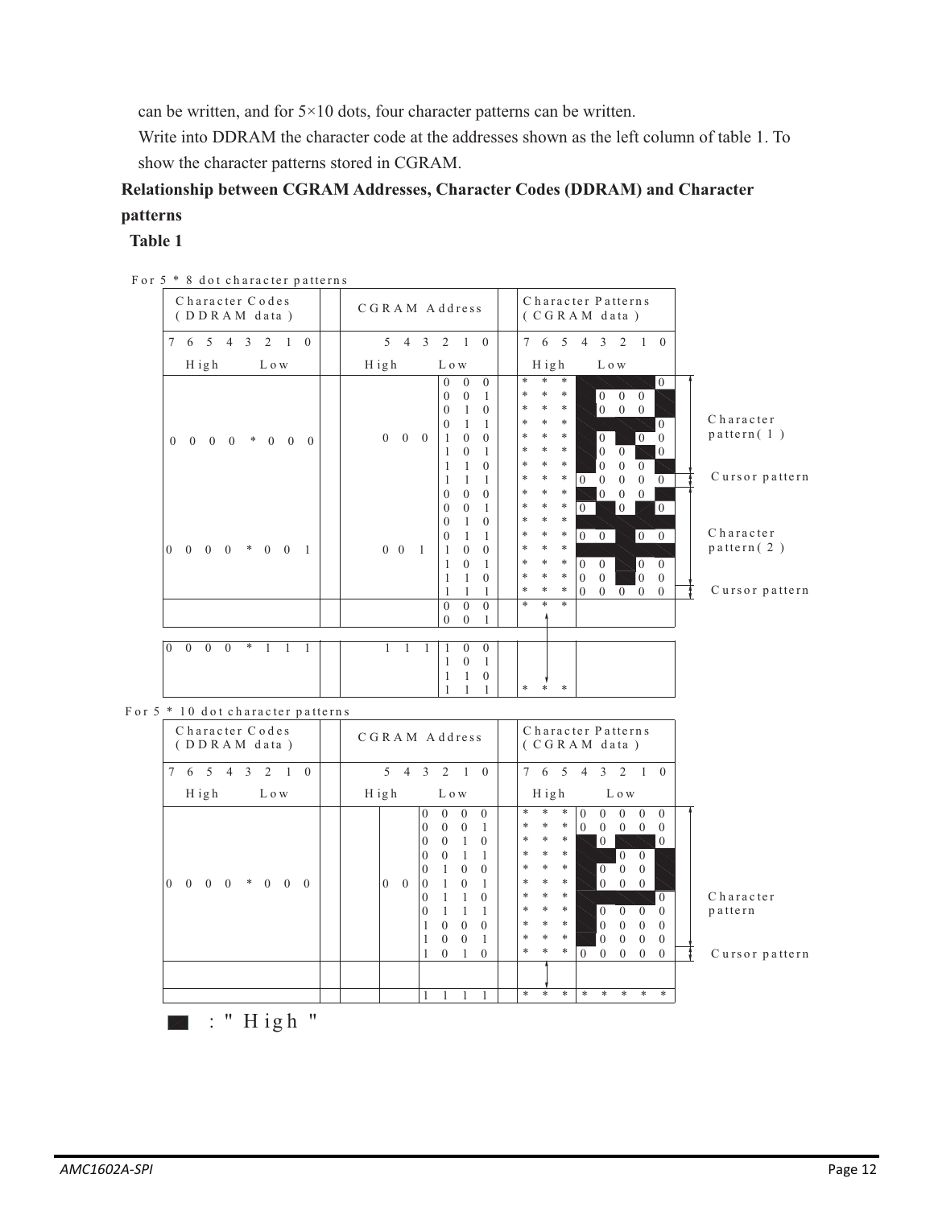can be written, and for 5×10 dots, four character patterns can be written.

Write into DDRAM the character code at the addresses shown as the left column of table 1. To show the character patterns stored in CGRAM.

**Relationship between CGRAM Addresses, Character Codes (DDRAM) and Character patterns**

**Table 1**

For 5 * 8 dot character patterns

| Character Codes (DDRAM data) 7 6 5 4 3 2 1 0 | CGRAM Address 5 4 3 2 1 0 | Character Patterns (CGRAM data) 7 6 5 4 3 2 1 0 | |
|---|---|---|---|
| High Low | High Low | High Low | |
| 0 0 0 0 * 0 0 0 | 0 0 0 0 0 0 | * * * 1 1 1 1 0 | Character pattern(1) |
| | 0 0 0 0 0 1 | * * * 1 0 0 0 1 | |
| | 0 0 0 0 1 0 | * * * 1 0 0 0 1 | |
| | 0 0 0 0 1 1 | * * * 1 1 1 1 0 | |
| | 0 0 0 1 0 0 | * * * 1 0 1 0 0 | |
| | 0 0 0 1 0 1 | * * * 1 0 0 1 0 | |
| | 0 0 0 1 1 0 | * * * 1 0 0 0 1 | |
| | 0 0 0 1 1 1 | * * * 0 0 0 0 0 | Cursor pattern |
| 0 0 0 0 * 0 0 1 | 0 0 1 0 0 0 | * * * 1 0 0 0 1 | Character pattern(2) |
| | 0 0 1 0 0 1 | * * * 0 1 0 1 0 | |
| | 0 0 1 0 1 0 | * * * 1 1 1 1 1 | |
| | 0 0 1 0 1 1 | * * * 0 0 1 0 0 | |
| | 0 0 1 1 0 0 | * * * 1 1 1 1 1 | |
| | 0 0 1 1 0 1 | * * * 0 0 1 0 0 | |
| | 0 0 1 1 1 0 | * * * 0 0 1 0 0 | |
| | 0 0 1 1 1 1 | * * * 0 0 0 0 0 | Cursor pattern |
| | 0 0 0 | * * * | |
| | 0 0 1 | | |
| 0 0 0 0 * 1 1 1 | 1 1 1 1 0 0 | | |
| | 1 0 1 | | |
| | 1 1 0 | | |
| | 1 1 1 | * * * | |

For 5 * 10 dot character patterns

| Character Codes (DDRAM data) 7 6 5 4 3 2 1 0 | CGRAM Address 5 4 3 2 1 0 | Character Patterns (CGRAM data) 7 6 5 4 3 2 1 0 | |
|---|---|---|---|
| High Low | High Low | High Low | |
| 0 0 0 0 * 0 0 0 | 0 0 0 0 0 0 | * * * 0 0 0 0 0 | Character pattern |
| | 0 0 0 0 0 1 | * * * 0 0 0 0 0 | |
| | 0 0 0 0 1 0 | * * * 1 0 1 1 0 | |
| | 0 0 0 0 1 1 | * * * 1 1 0 0 1 | |
| | 0 0 0 1 0 0 | * * * 1 0 0 0 1 | |
| | 0 0 0 1 0 1 | * * * 1 0 0 0 1 | |
| | 0 0 0 1 1 0 | * * * 1 1 1 1 0 | |
| | 0 0 0 1 1 1 | * * * 1 0 0 0 0 | |
| | 0 0 1 0 0 0 | * * * 1 0 0 0 0 | |
| | 0 0 1 0 0 1 | * * * 1 0 0 0 0 | |
| | 0 0 1 0 1 0 | * * * 0 0 0 0 0 | Cursor pattern |
| | | | |
| | 1 1 1 1 | * * * * * * * * | |

■ : " High "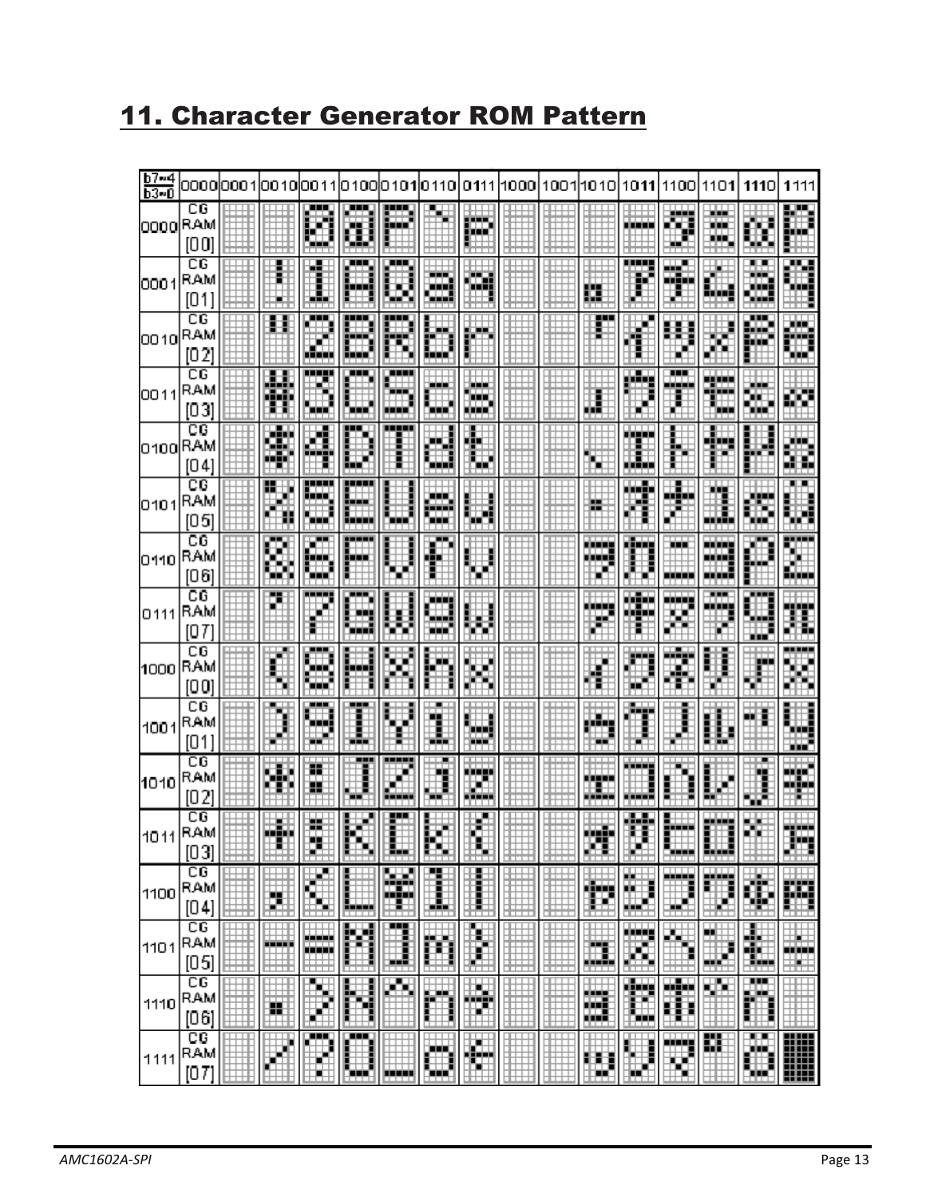## 11. Character Generator ROM Pattern

| b7~4 / b3~0 | 0000 | 0001 | 0010 | 0011 | 0100 | 0101 | 0110 | 0111 | 1000 | 1001 | 1010 | 1011 | 1100 | 1101 | 1110 | 1111 |
|---|---|---|---|---|---|---|---|---|---|---|---|---|---|---|---|---|
| 0000 | CG RAM [00] | | | 0 | @ | P | ` | p | | | | ー | タ | ミ | α | p |
| 0001 | CG RAM [01] | | ! | 1 | A | Q | a | q | | | 。 | ア | チ | ム | ä | q |
| 0010 | CG RAM [02] | | " | 2 | B | R | b | r | | | 「 | イ | ツ | メ | β | θ |
| 0011 | CG RAM [03] | | # | 3 | C | S | c | s | | | 」 | ウ | テ | モ | ε | ∞ |
| 0100 | CG RAM [04] | | $ | 4 | D | T | d | t | | | 、 | エ | ト | ヤ | μ | Ω |
| 0101 | CG RAM [05] | | % | 5 | E | U | e | u | | | ・ | オ | ナ | ユ | σ | ü |
| 0110 | CG RAM [06] | | & | 6 | F | V | f | v | | | ヲ | カ | ニ | ヨ | ρ | Σ |
| 0111 | CG RAM [07] | | ' | 7 | G | W | g | w | | | ァ | キ | ヌ | ラ | g | π |
| 1000 | CG RAM [00] | | ( | 8 | H | X | h | x | | | ィ | ク | ネ | リ | √ | x̄ |
| 1001 | CG RAM [01] | | ) | 9 | I | Y | i | y | | | ゥ | ケ | ノ | ル | ⁻¹ | y |
| 1010 | CG RAM [02] | | * | : | J | Z | j | z | | | ェ | コ | ハ | レ | j | 千 |
| 1011 | CG RAM [03] | | + | ; | K | [ | k | { | | | ォ | サ | ヒ | ロ | × | 万 |
| 1100 | CG RAM [04] | | , | < | L | ¥ | l | \| | | | ャ | シ | フ | ワ | ¢ | 円 |
| 1101 | CG RAM [05] | | - | = | M | ] | m | } | | | ュ | ス | ヘ | ン | £ | ÷ |
| 1110 | CG RAM [06] | | . | > | N | ^ | n | → | | | ョ | セ | ホ | ゛ | ñ | |
| 1111 | CG RAM [07] | | / | ? | O | _ | o | ← | | | ッ | ソ | マ | ゜ | ö | █ |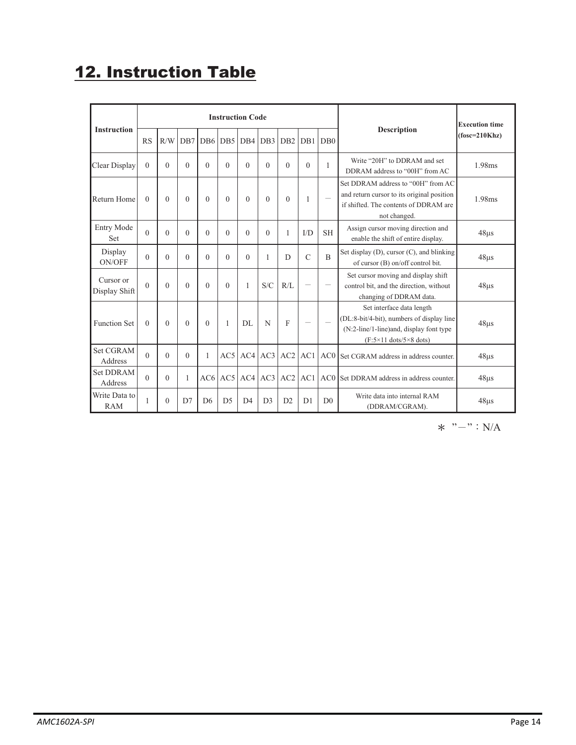# 12. Instruction Table

| Instruction | Instruction Code | | | | | | | | | | Description | Execution time (fosc=210Khz) |
|---|---|---|---|---|---|---|---|---|---|---|---|---|
| | RS | R/W | DB7 | DB6 | DB5 | DB4 | DB3 | DB2 | DB1 | DB0 | | |
| Clear Display | 0 | 0 | 0 | 0 | 0 | 0 | 0 | 0 | 0 | 1 | Write "20H" to DDRAM and set DDRAM address to "00H" from AC | 1.98ms |
| Return Home | 0 | 0 | 0 | 0 | 0 | 0 | 0 | 0 | 1 | — | Set DDRAM address to "00H" from AC and return cursor to its original position if shifted. The contents of DDRAM are not changed. | 1.98ms |
| Entry Mode Set | 0 | 0 | 0 | 0 | 0 | 0 | 0 | 1 | I/D | SH | Assign cursor moving direction and enable the shift of entire display. | 48μs |
| Display ON/OFF | 0 | 0 | 0 | 0 | 0 | 0 | 1 | D | C | B | Set display (D), cursor (C), and blinking of cursor (B) on/off control bit. | 48μs |
| Cursor or Display Shift | 0 | 0 | 0 | 0 | 0 | 1 | S/C | R/L | — | — | Set cursor moving and display shift control bit, and the direction, without changing of DDRAM data. | 48μs |
| Function Set | 0 | 0 | 0 | 0 | 1 | DL | N | F | — | — | Set interface data length (DL:8-bit/4-bit), numbers of display line (N:2-line/1-line)and, display font type (F:5×11 dots/5×8 dots) | 48μs |
| Set CGRAM Address | 0 | 0 | 0 | 1 | AC5 | AC4 | AC3 | AC2 | AC1 | AC0 | Set CGRAM address in address counter. | 48μs |
| Set DDRAM Address | 0 | 0 | 1 | AC6 | AC5 | AC4 | AC3 | AC2 | AC1 | AC0 | Set DDRAM address in address counter. | 48μs |
| Write Data to RAM | 1 | 0 | D7 | D6 | D5 | D4 | D3 | D2 | D1 | D0 | Write data into internal RAM (DDRAM/CGRAM). | 48μs |

＊ "—"：N/A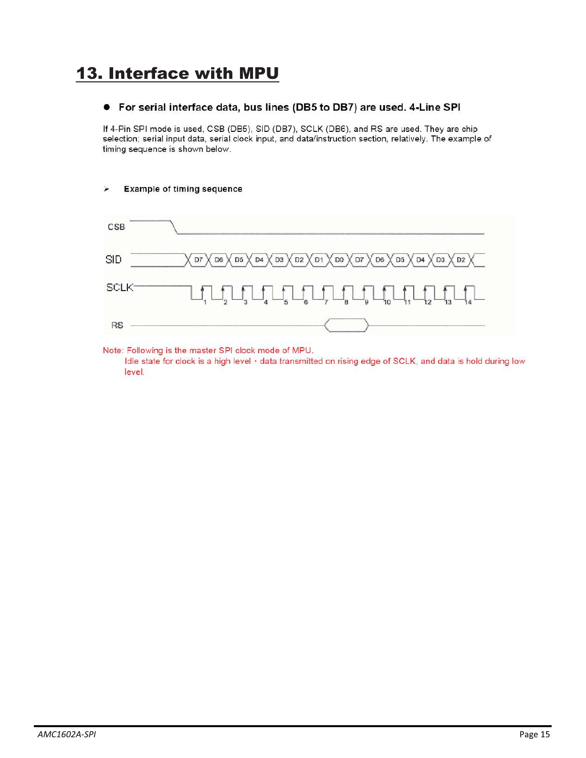# 13. Interface with MPU

- **For serial interface data, bus lines (DB5 to DB7) are used. 4-Line SPI**

If 4-Pin SPI mode is used, CSB (DB5), SID (DB7), SCLK (DB6), and RS are used. They are chip selection; serial input data, serial clock input, and data/instruction section, relatively. The example of timing sequence is shown below.

- **Example of timing sequence**

Note: Following is the master SPI clock mode of MPU.

Idle state for clock is a high level, data transmitted on rising edge of SCLK, and data is hold during low level.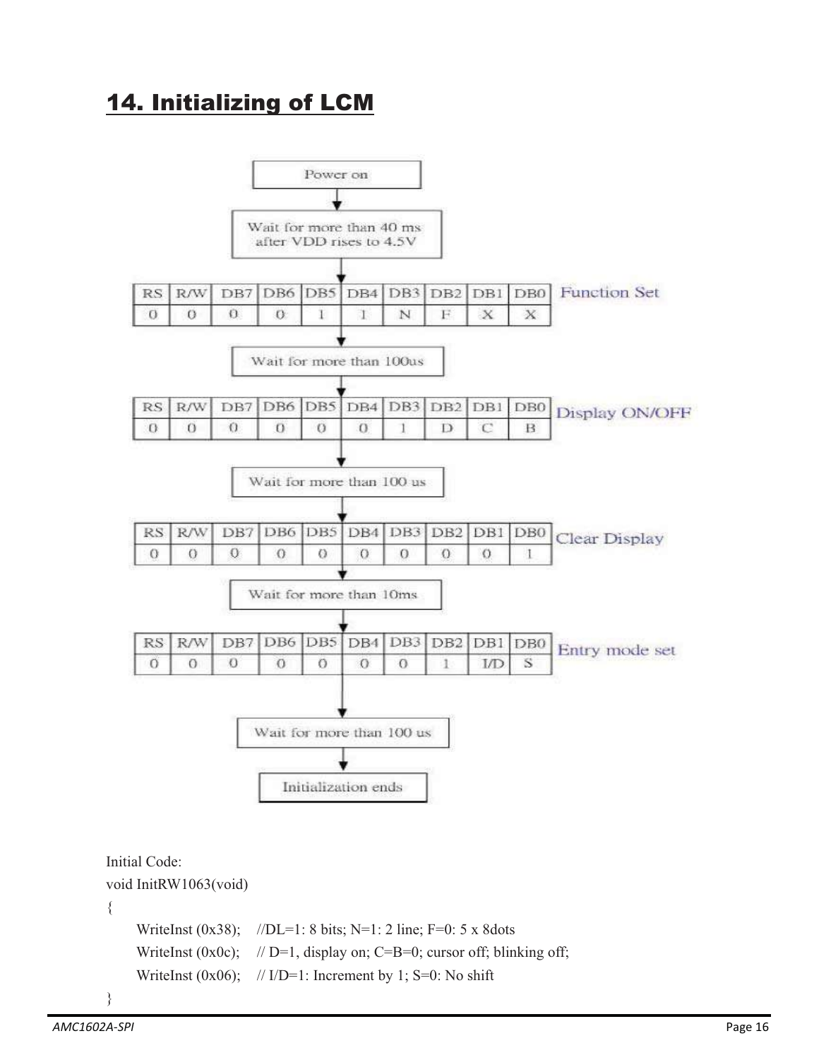## 14. Initializing of LCM

Power on

↓

Wait for more than 40 ms after VDD rises to 4.5V

↓

| RS | R/W | DB7 | DB6 | DB5 | DB4 | DB3 | DB2 | DB1 | DB0 | |
|---|---|---|---|---|---|---|---|---|---|---|
| 0 | 0 | 0 | 0 | 1 | 1 | N | F | X | X | Function Set |

↓

Wait for more than 100us

↓

| RS | R/W | DB7 | DB6 | DB5 | DB4 | DB3 | DB2 | DB1 | DB0 | |
|---|---|---|---|---|---|---|---|---|---|---|
| 0 | 0 | 0 | 0 | 0 | 0 | 1 | D | C | B | Display ON/OFF |

↓

Wait for more than 100 us

↓

| RS | R/W | DB7 | DB6 | DB5 | DB4 | DB3 | DB2 | DB1 | DB0 | |
|---|---|---|---|---|---|---|---|---|---|---|
| 0 | 0 | 0 | 0 | 0 | 0 | 0 | 0 | 0 | 1 | Clear Display |

↓

Wait for more than 10ms

↓

| RS | R/W | DB7 | DB6 | DB5 | DB4 | DB3 | DB2 | DB1 | DB0 | |
|---|---|---|---|---|---|---|---|---|---|---|
| 0 | 0 | 0 | 0 | 0 | 0 | 0 | 1 | I/D | S | Entry mode set |

↓

Wait for more than 100 us

↓

Initialization ends

Initial Code:

```
void InitRW1063(void)
{
    WriteInst (0x38);    //DL=1: 8 bits; N=1: 2 line; F=0: 5 x 8dots
    WriteInst (0x0c);    // D=1, display on; C=B=0; cursor off; blinking off;
    WriteInst (0x06);    // I/D=1: Increment by 1; S=0: No shift
}
```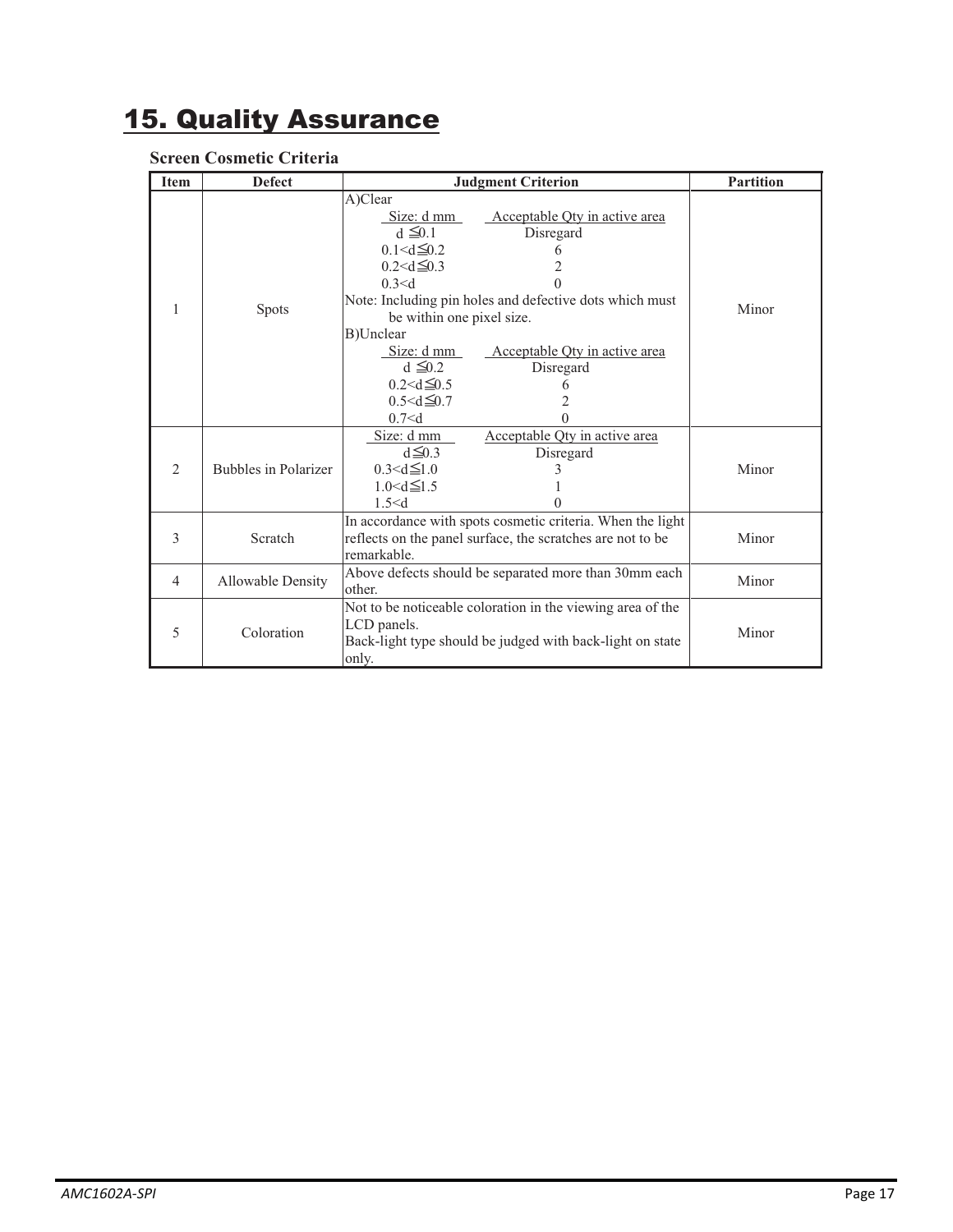# 15. Quality Assurance

### Screen Cosmetic Criteria

| Item | Defect | Judgment Criterion | Partition |
|---|---|---|---|
| 1 | Spots | A)Clear<br>Size: d mm — Acceptable Qty in active area<br>d ≦0.1 — Disregard<br>0.1<d≦0.2 — 6<br>0.2<d≦0.3 — 2<br>0.3<d — 0<br>Note: Including pin holes and defective dots which must be within one pixel size.<br>B)Unclear<br>Size: d mm — Acceptable Qty in active area<br>d ≦0.2 — Disregard<br>0.2<d≦0.5 — 6<br>0.5<d≦0.7 — 2<br>0.7<d — 0 | Minor |
| 2 | Bubbles in Polarizer | Size: d mm — Acceptable Qty in active area<br>d≦0.3 — Disregard<br>0.3<d≦1.0 — 3<br>1.0<d≦1.5 — 1<br>1.5<d — 0 | Minor |
| 3 | Scratch | In accordance with spots cosmetic criteria. When the light reflects on the panel surface, the scratches are not to be remarkable. | Minor |
| 4 | Allowable Density | Above defects should be separated more than 30mm each other. | Minor |
| 5 | Coloration | Not to be noticeable coloration in the viewing area of the LCD panels.<br>Back-light type should be judged with back-light on state only. | Minor |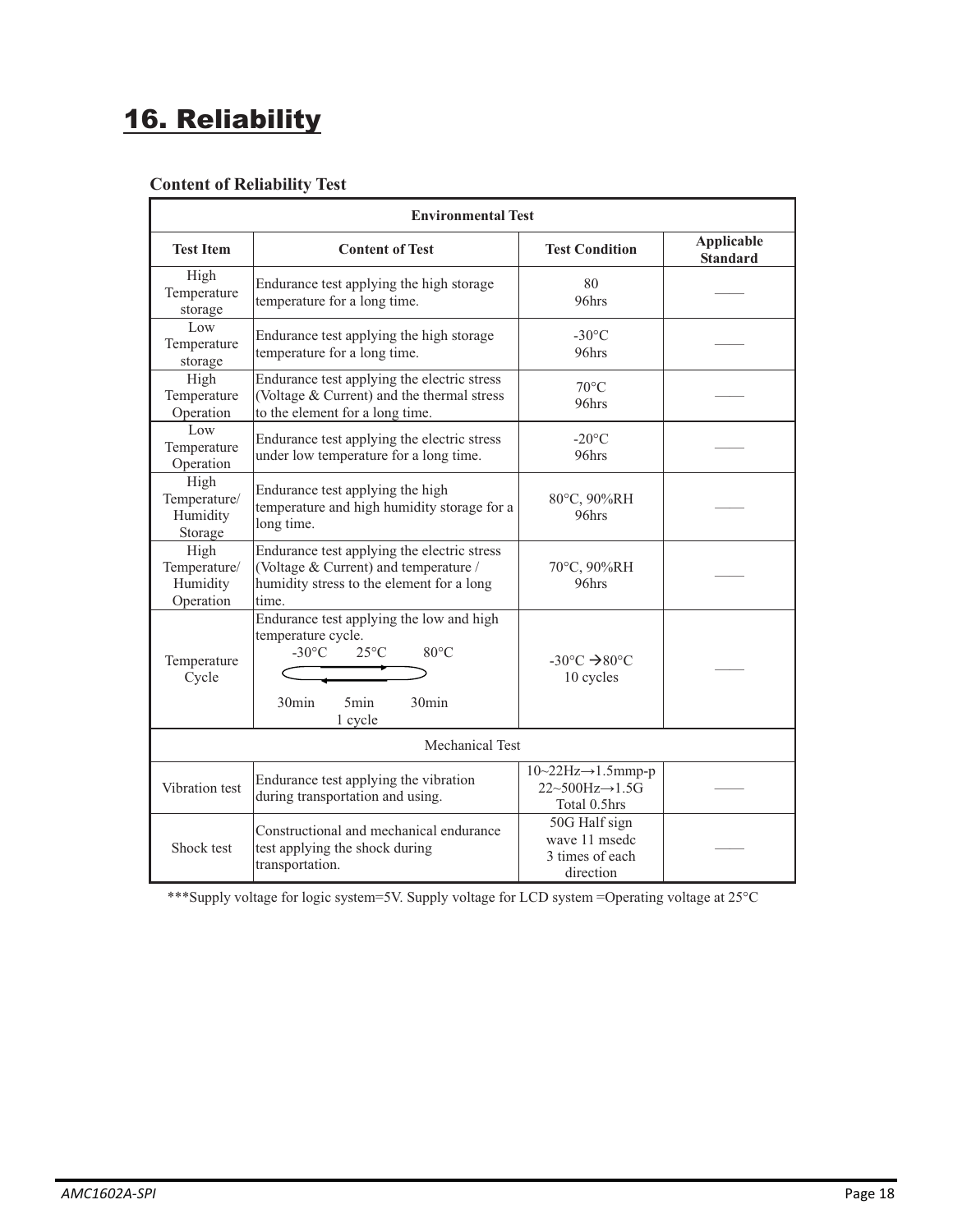# 16. Reliability

### Content of Reliability Test

| Environmental Test | | | |
|---|---|---|---|
| **Test Item** | **Content of Test** | **Test Condition** | **Applicable Standard** |
| High Temperature storage | Endurance test applying the high storage temperature for a long time. | 80<br>96hrs | —— |
| Low Temperature storage | Endurance test applying the high storage temperature for a long time. | -30°C<br>96hrs | —— |
| High Temperature Operation | Endurance test applying the electric stress (Voltage & Current) and the thermal stress to the element for a long time. | 70°C<br>96hrs | —— |
| Low Temperature Operation | Endurance test applying the electric stress under low temperature for a long time. | -20°C<br>96hrs | —— |
| High Temperature/ Humidity Storage | Endurance test applying the high temperature and high humidity storage for a long time. | 80°C, 90%RH<br>96hrs | —— |
| High Temperature/ Humidity Operation | Endurance test applying the electric stress (Voltage & Current) and temperature / humidity stress to the element for a long time. | 70°C, 90%RH<br>96hrs | —— |
| Temperature Cycle | Endurance test applying the low and high temperature cycle.<br>-30°C 25°C 80°C<br>30min 5min 30min<br>1 cycle | -30°C →80°C<br>10 cycles | —— |
| Mechanical Test | | | |
| Vibration test | Endurance test applying the vibration during transportation and using. | 10~22Hz→1.5mmp-p<br>22~500Hz→1.5G<br>Total 0.5hrs | —— |
| Shock test | Constructional and mechanical endurance test applying the shock during transportation. | 50G Half sign wave 11 msedc<br>3 times of each direction | —— |

***Supply voltage for logic system=5V. Supply voltage for LCD system =Operating voltage at 25°C